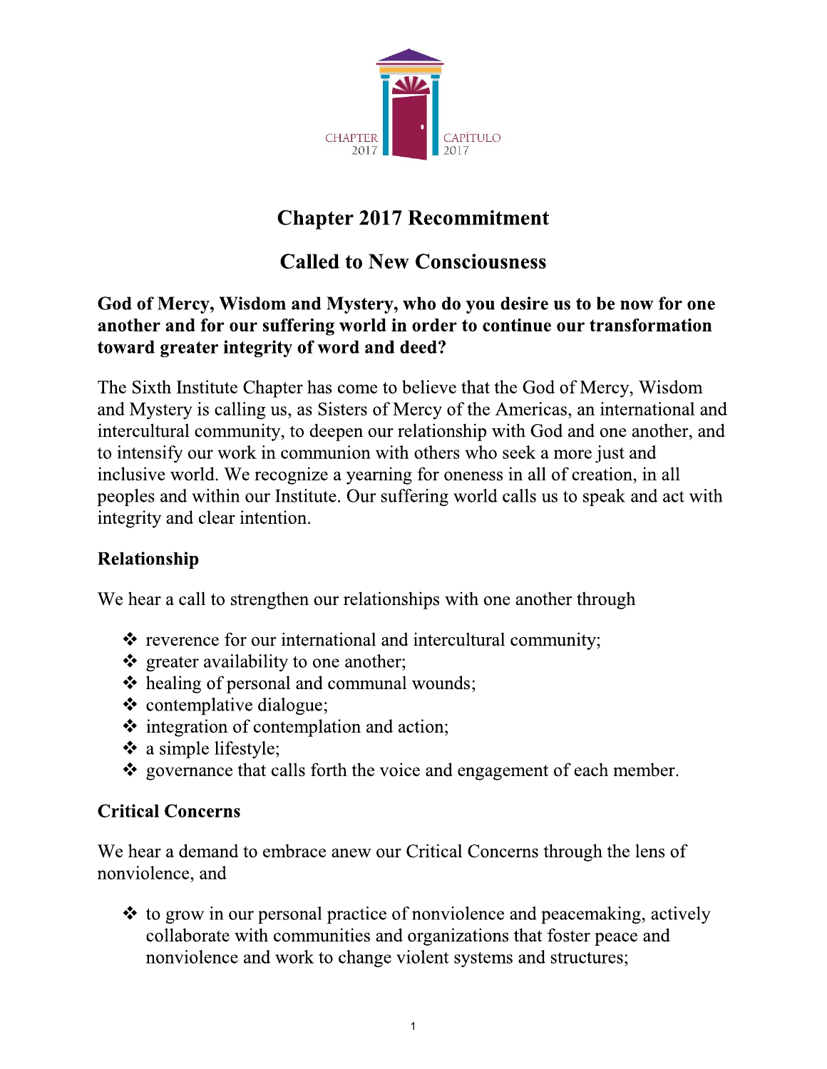CHAPTER 2017 CAPÍTULO 2017

# Chapter 2017 Recommitment

## Called to New Consciousness

**God of Mercy, Wisdom and Mystery, who do you desire us to be now for one another and for our suffering world in order to continue our transformation toward greater integrity of word and deed?**

The Sixth Institute Chapter has come to believe that the God of Mercy, Wisdom and Mystery is calling us, as Sisters of Mercy of the Americas, an international and intercultural community, to deepen our relationship with God and one another, and to intensify our work in communion with others who seek a more just and inclusive world. We recognize a yearning for oneness in all of creation, in all peoples and within our Institute. Our suffering world calls us to speak and act with integrity and clear intention.

### Relationship

We hear a call to strengthen our relationships with one another through

- reverence for our international and intercultural community;
- greater availability to one another;
- healing of personal and communal wounds;
- contemplative dialogue;
- integration of contemplation and action;
- a simple lifestyle;
- governance that calls forth the voice and engagement of each member.

### Critical Concerns

We hear a demand to embrace anew our Critical Concerns through the lens of nonviolence, and

- to grow in our personal practice of nonviolence and peacemaking, actively collaborate with communities and organizations that foster peace and nonviolence and work to change violent systems and structures;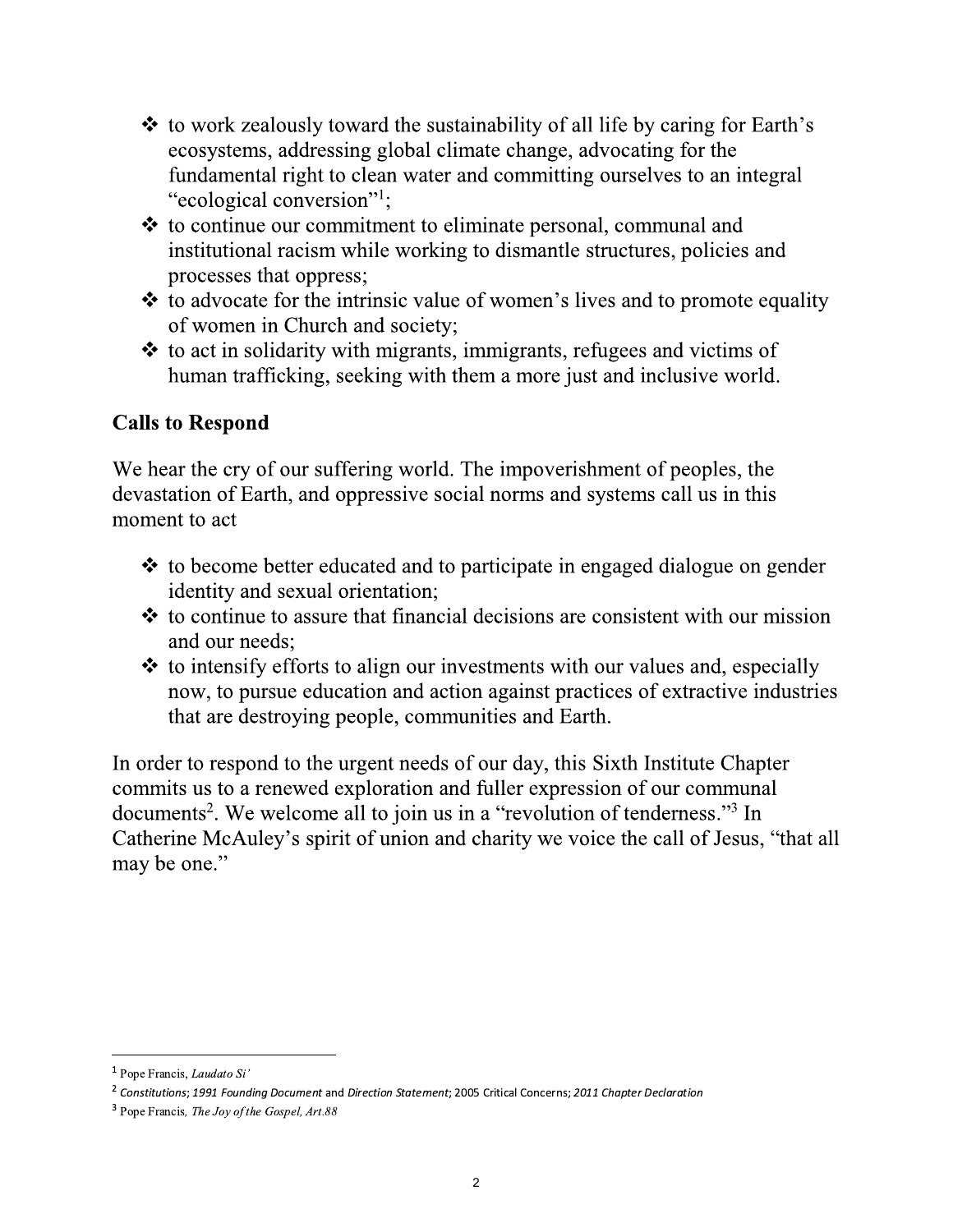- to work zealously toward the sustainability of all life by caring for Earth's ecosystems, addressing global climate change, advocating for the fundamental right to clean water and committing ourselves to an integral "ecological conversion"[1];
- to continue our commitment to eliminate personal, communal and institutional racism while working to dismantle structures, policies and processes that oppress;
- to advocate for the intrinsic value of women's lives and to promote equality of women in Church and society;
- to act in solidarity with migrants, immigrants, refugees and victims of human trafficking, seeking with them a more just and inclusive world.

**Calls to Respond**

We hear the cry of our suffering world. The impoverishment of peoples, the devastation of Earth, and oppressive social norms and systems call us in this moment to act

- to become better educated and to participate in engaged dialogue on gender identity and sexual orientation;
- to continue to assure that financial decisions are consistent with our mission and our needs;
- to intensify efforts to align our investments with our values and, especially now, to pursue education and action against practices of extractive industries that are destroying people, communities and Earth.

In order to respond to the urgent needs of our day, this Sixth Institute Chapter commits us to a renewed exploration and fuller expression of our communal documents[2]. We welcome all to join us in a "revolution of tenderness."[3] In Catherine McAuley's spirit of union and charity we voice the call of Jesus, "that all may be one."

---

[1] Pope Francis, *Laudato Si'*

[2] *Constitutions*; *1991 Founding Document* and *Direction Statement*; 2005 Critical Concerns; *2011 Chapter Declaration*

[3] Pope Francis, *The Joy of the Gospel, Art.88*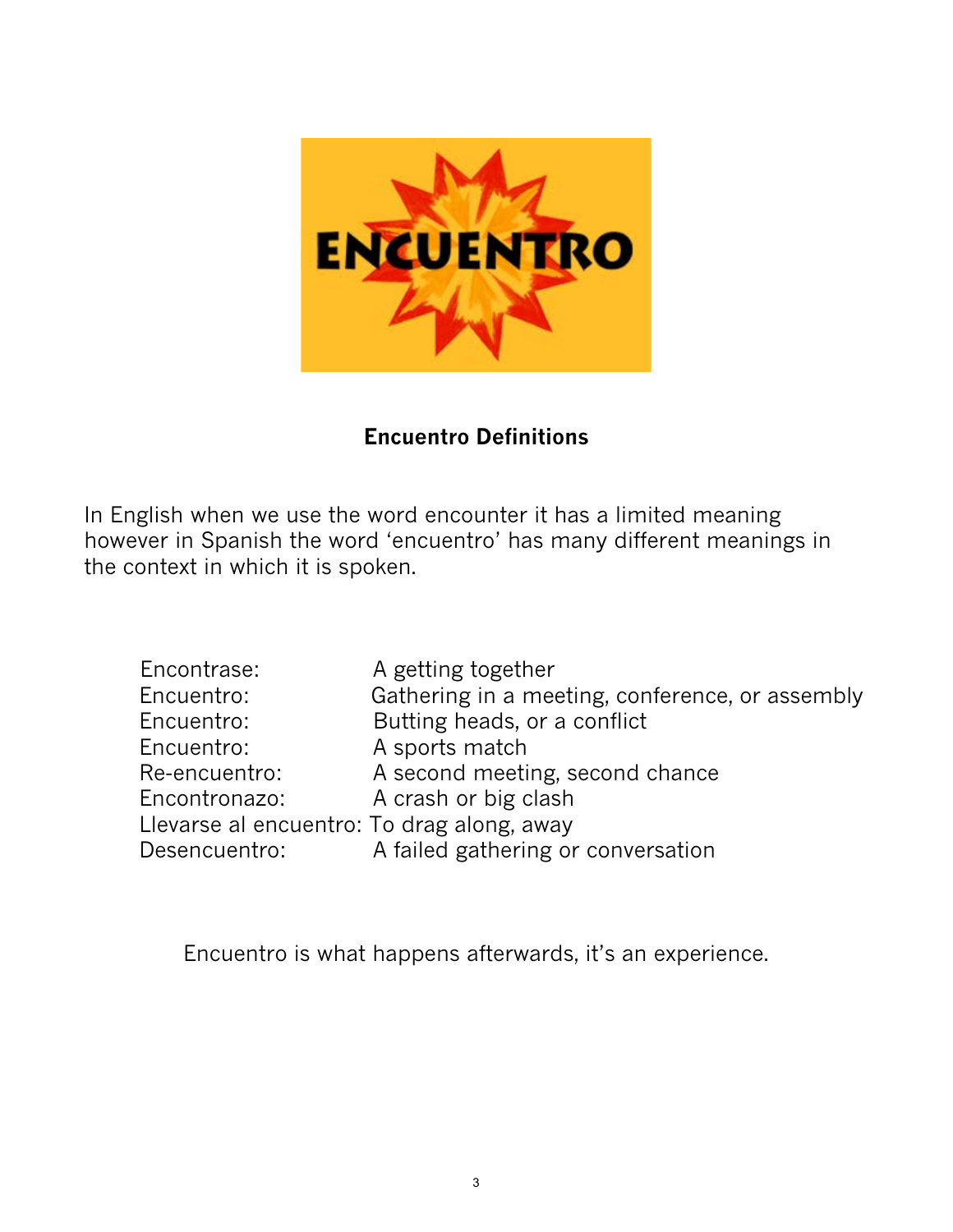## Encuentro Definitions

In English when we use the word encounter it has a limited meaning however in Spanish the word 'encuentro' has many different meanings in the context in which it is spoken.

| | |
|---|---|
| Encontrase: | A getting together |
| Encuentro: | Gathering in a meeting, conference, or assembly |
| Encuentro: | Butting heads, or a conflict |
| Encuentro: | A sports match |
| Re-encuentro: | A second meeting, second chance |
| Encontronazo: | A crash or big clash |
| Llevarse al encuentro: | To drag along, away |
| Desencuentro: | A failed gathering or conversation |

Encuentro is what happens afterwards, it's an experience.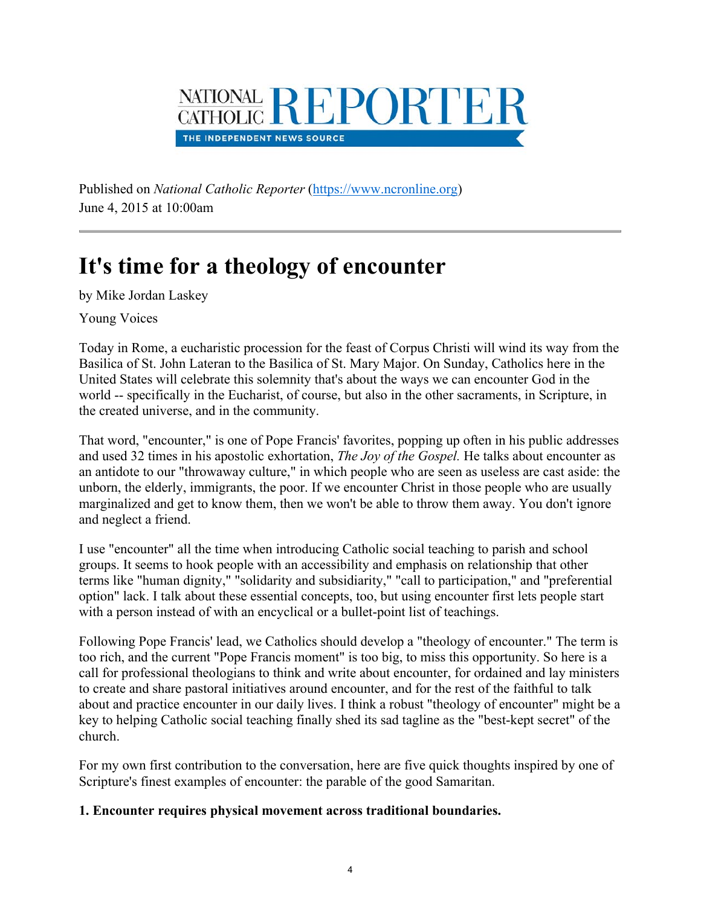NATIONAL CATHOLIC REPORTER

THE INDEPENDENT NEWS SOURCE

Published on *National Catholic Reporter* (https://www.ncronline.org)
June 4, 2015 at 10:00am

# It's time for a theology of encounter

by Mike Jordan Laskey

Young Voices

Today in Rome, a eucharistic procession for the feast of Corpus Christi will wind its way from the Basilica of St. John Lateran to the Basilica of St. Mary Major. On Sunday, Catholics here in the United States will celebrate this solemnity that's about the ways we can encounter God in the world -- specifically in the Eucharist, of course, but also in the other sacraments, in Scripture, in the created universe, and in the community.

That word, "encounter," is one of Pope Francis' favorites, popping up often in his public addresses and used 32 times in his apostolic exhortation, *The Joy of the Gospel.* He talks about encounter as an antidote to our "throwaway culture," in which people who are seen as useless are cast aside: the unborn, the elderly, immigrants, the poor. If we encounter Christ in those people who are usually marginalized and get to know them, then we won't be able to throw them away. You don't ignore and neglect a friend.

I use "encounter" all the time when introducing Catholic social teaching to parish and school groups. It seems to hook people with an accessibility and emphasis on relationship that other terms like "human dignity," "solidarity and subsidiarity," "call to participation," and "preferential option" lack. I talk about these essential concepts, too, but using encounter first lets people start with a person instead of with an encyclical or a bullet-point list of teachings.

Following Pope Francis' lead, we Catholics should develop a "theology of encounter." The term is too rich, and the current "Pope Francis moment" is too big, to miss this opportunity. So here is a call for professional theologians to think and write about encounter, for ordained and lay ministers to create and share pastoral initiatives around encounter, and for the rest of the faithful to talk about and practice encounter in our daily lives. I think a robust "theology of encounter" might be a key to helping Catholic social teaching finally shed its sad tagline as the "best-kept secret" of the church.

For my own first contribution to the conversation, here are five quick thoughts inspired by one of Scripture's finest examples of encounter: the parable of the good Samaritan.

**1. Encounter requires physical movement across traditional boundaries.**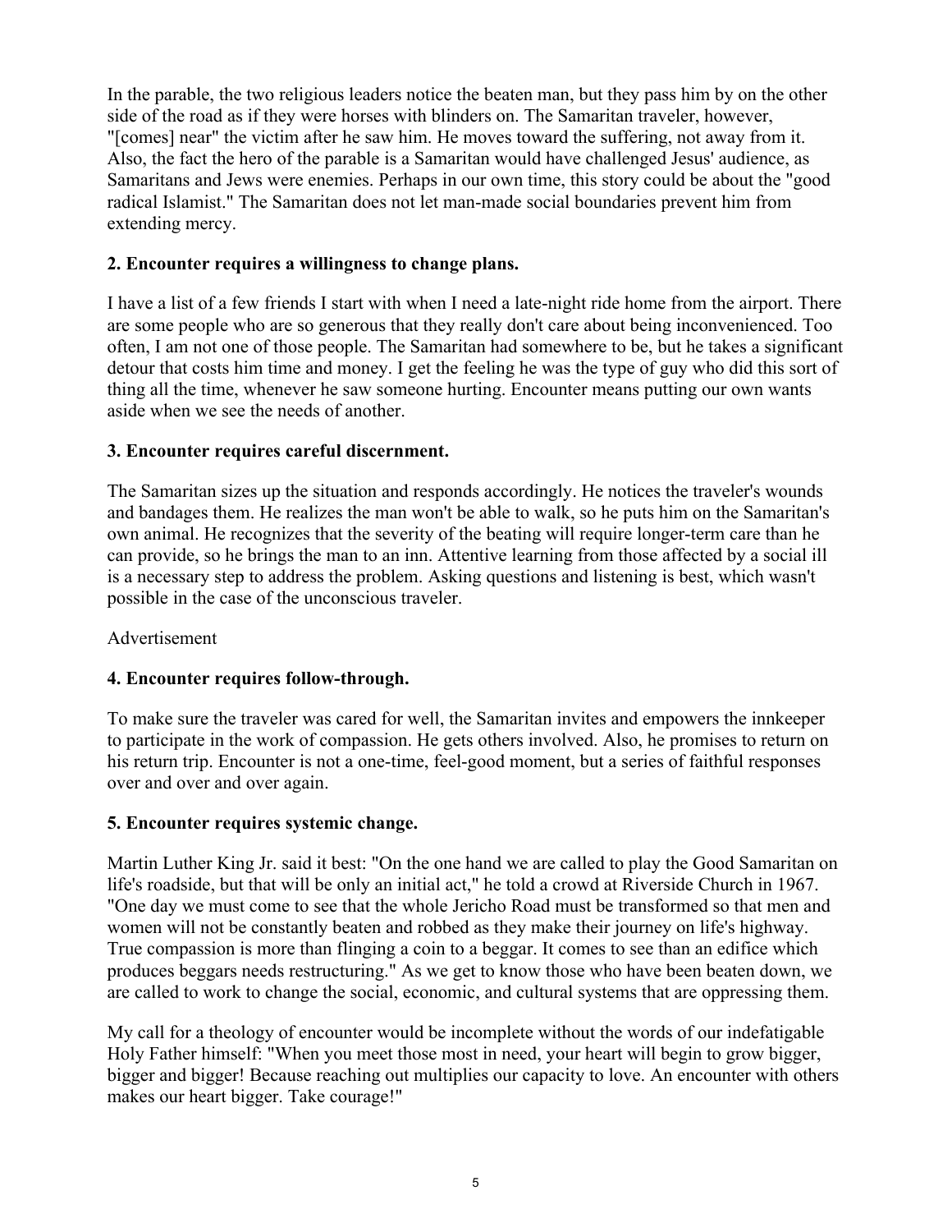In the parable, the two religious leaders notice the beaten man, but they pass him by on the other side of the road as if they were horses with blinders on. The Samaritan traveler, however, "[comes] near" the victim after he saw him. He moves toward the suffering, not away from it. Also, the fact the hero of the parable is a Samaritan would have challenged Jesus' audience, as Samaritans and Jews were enemies. Perhaps in our own time, this story could be about the "good radical Islamist." The Samaritan does not let man-made social boundaries prevent him from extending mercy.

**2. Encounter requires a willingness to change plans.**

I have a list of a few friends I start with when I need a late-night ride home from the airport. There are some people who are so generous that they really don't care about being inconvenienced. Too often, I am not one of those people. The Samaritan had somewhere to be, but he takes a significant detour that costs him time and money. I get the feeling he was the type of guy who did this sort of thing all the time, whenever he saw someone hurting. Encounter means putting our own wants aside when we see the needs of another.

**3. Encounter requires careful discernment.**

The Samaritan sizes up the situation and responds accordingly. He notices the traveler's wounds and bandages them. He realizes the man won't be able to walk, so he puts him on the Samaritan's own animal. He recognizes that the severity of the beating will require longer-term care than he can provide, so he brings the man to an inn. Attentive learning from those affected by a social ill is a necessary step to address the problem. Asking questions and listening is best, which wasn't possible in the case of the unconscious traveler.

Advertisement

**4. Encounter requires follow-through.**

To make sure the traveler was cared for well, the Samaritan invites and empowers the innkeeper to participate in the work of compassion. He gets others involved. Also, he promises to return on his return trip. Encounter is not a one-time, feel-good moment, but a series of faithful responses over and over and over again.

**5. Encounter requires systemic change.**

Martin Luther King Jr. said it best: "On the one hand we are called to play the Good Samaritan on life's roadside, but that will be only an initial act," he told a crowd at Riverside Church in 1967. "One day we must come to see that the whole Jericho Road must be transformed so that men and women will not be constantly beaten and robbed as they make their journey on life's highway. True compassion is more than flinging a coin to a beggar. It comes to see than an edifice which produces beggars needs restructuring." As we get to know those who have been beaten down, we are called to work to change the social, economic, and cultural systems that are oppressing them.

My call for a theology of encounter would be incomplete without the words of our indefatigable Holy Father himself: "When you meet those most in need, your heart will begin to grow bigger, bigger and bigger! Because reaching out multiplies our capacity to love. An encounter with others makes our heart bigger. Take courage!"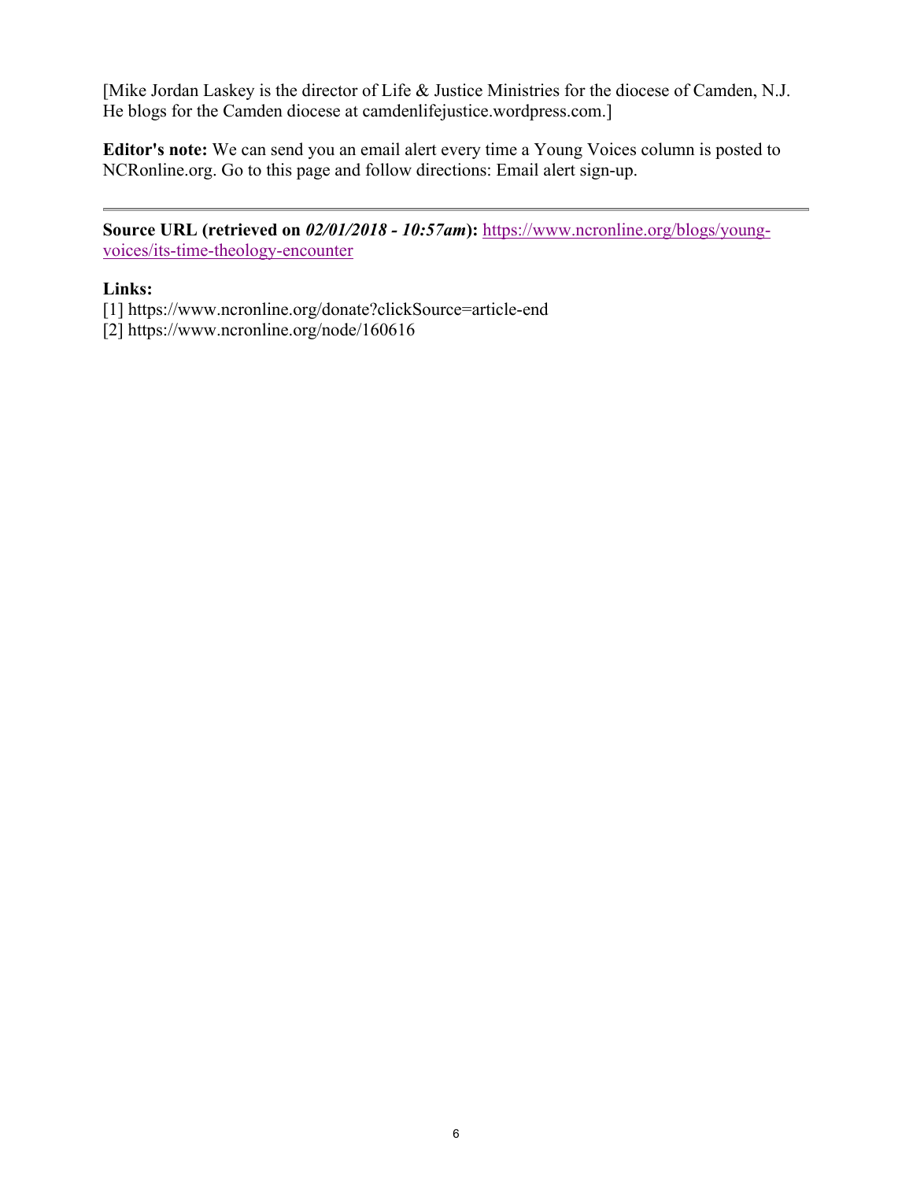[Mike Jordan Laskey is the director of Life & Justice Ministries for the diocese of Camden, N.J. He blogs for the Camden diocese at camdenlifejustice.wordpress.com.]

**Editor's note:** We can send you an email alert every time a Young Voices column is posted to NCRonline.org. Go to this page and follow directions: Email alert sign-up.

---

**Source URL (retrieved on *02/01/2018 - 10:57am*):** [https://www.ncronline.org/blogs/young-voices/its-time-theology-encounter](https://www.ncronline.org/blogs/young-voices/its-time-theology-encounter)

**Links:**
[1] https://www.ncronline.org/donate?clickSource=article-end
[2] https://www.ncronline.org/node/160616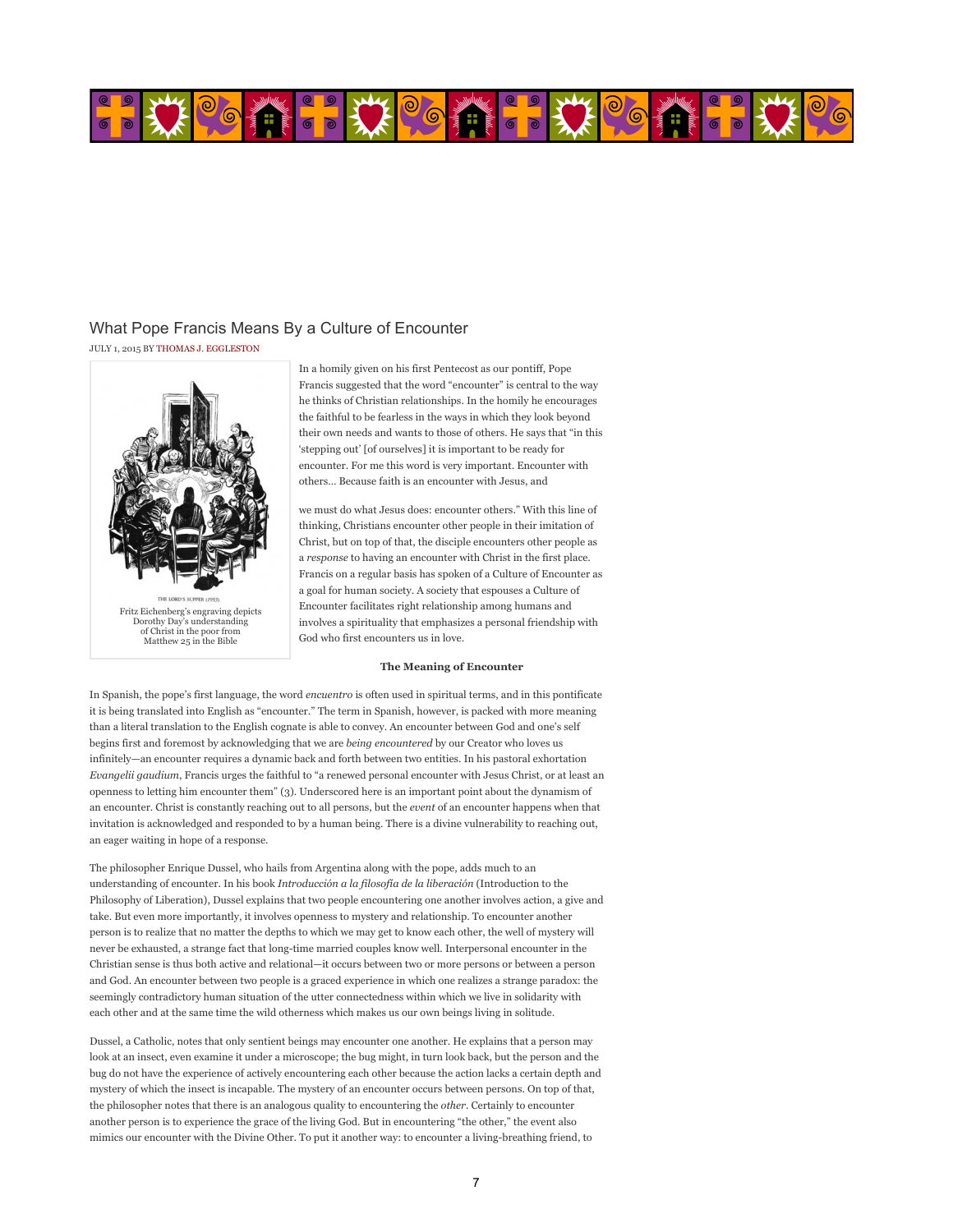## What Pope Francis Means By a Culture of Encounter

JULY 1, 2015 BY THOMAS J. EGGLESTON

THE LORD'S SUPPER (1953)

Fritz Eichenberg's engraving depicts Dorothy Day's understanding of Christ in the poor from Matthew 25 in the Bible

In a homily given on his first Pentecost as our pontiff, Pope Francis suggested that the word "encounter" is central to the way he thinks of Christian relationships. In the homily he encourages the faithful to be fearless in the ways in which they look beyond their own needs and wants to those of others. He says that "in this 'stepping out' [of ourselves] it is important to be ready for encounter. For me this word is very important. Encounter with others… Because faith is an encounter with Jesus, and we must do what Jesus does: encounter others." With this line of thinking, Christians encounter other people in their imitation of Christ, but on top of that, the disciple encounters other people as a *response* to having an encounter with Christ in the first place. Francis on a regular basis has spoken of a Culture of Encounter as a goal for human society. A society that espouses a Culture of Encounter facilitates right relationship among humans and involves a spirituality that emphasizes a personal friendship with God who first encounters us in love.

**The Meaning of Encounter**

In Spanish, the pope's first language, the word *encuentro* is often used in spiritual terms, and in this pontificate it is being translated into English as "encounter." The term in Spanish, however, is packed with more meaning than a literal translation to the English cognate is able to convey. An encounter between God and one's self begins first and foremost by acknowledging that we are *being encountered* by our Creator who loves us infinitely—an encounter requires a dynamic back and forth between two entities. In his pastoral exhortation *Evangelii gaudium*, Francis urges the faithful to "a renewed personal encounter with Jesus Christ, or at least an openness to letting him encounter them" (3). Underscored here is an important point about the dynamism of an encounter. Christ is constantly reaching out to all persons, but the *event* of an encounter happens when that invitation is acknowledged and responded to by a human being. There is a divine vulnerability to reaching out, an eager waiting in hope of a response.

The philosopher Enrique Dussel, who hails from Argentina along with the pope, adds much to an understanding of encounter. In his book *Introducción a la filosofía de la liberación* (Introduction to the Philosophy of Liberation), Dussel explains that two people encountering one another involves action, a give and take. But even more importantly, it involves openness to mystery and relationship. To encounter another person is to realize that no matter the depths to which we may get to know each other, the well of mystery will never be exhausted, a strange fact that long-time married couples know well. Interpersonal encounter in the Christian sense is thus both active and relational—it occurs between two or more persons or between a person and God. An encounter between two people is a graced experience in which one realizes a strange paradox: the seemingly contradictory human situation of the utter connectedness within which we live in solidarity with each other and at the same time the wild otherness which makes us our own beings living in solitude.

Dussel, a Catholic, notes that only sentient beings may encounter one another. He explains that a person may look at an insect, even examine it under a microscope; the bug might, in turn look back, but the person and the bug do not have the experience of actively encountering each other because the action lacks a certain depth and mystery of which the insect is incapable. The mystery of an encounter occurs between persons. On top of that, the philosopher notes that there is an analogous quality to encountering the *other*. Certainly to encounter another person is to experience the grace of the living God. But in encountering "the other," the event also mimics our encounter with the Divine Other. To put it another way: to encounter a living-breathing friend, to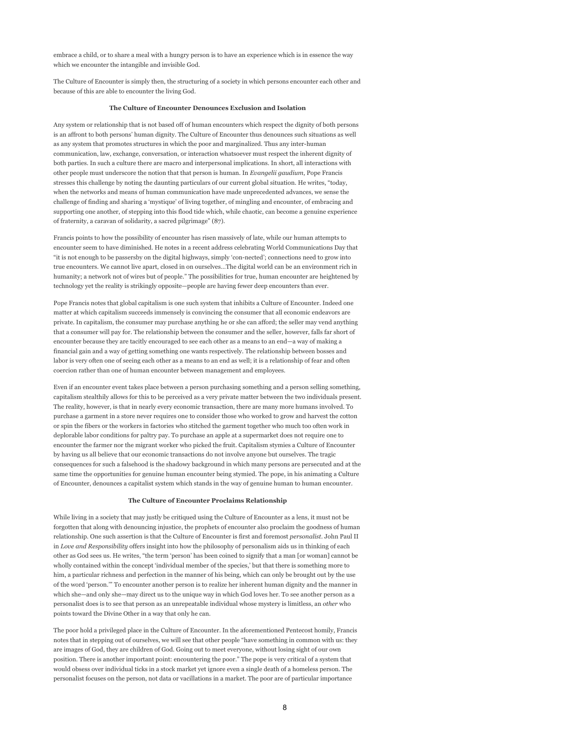embrace a child, or to share a meal with a hungry person is to have an experience which is in essence the way which we encounter the intangible and invisible God.

The Culture of Encounter is simply then, the structuring of a society in which persons encounter each other and because of this are able to encounter the living God.

### The Culture of Encounter Denounces Exclusion and Isolation

Any system or relationship that is not based off of human encounters which respect the dignity of both persons is an affront to both persons' human dignity. The Culture of Encounter thus denounces such situations as well as any system that promotes structures in which the poor and marginalized. Thus any inter-human communication, law, exchange, conversation, or interaction whatsoever must respect the inherent dignity of both parties. In such a culture there are macro and interpersonal implications. In short, all interactions with other people must underscore the notion that that person is human. In *Evangelii gaudium*, Pope Francis stresses this challenge by noting the daunting particulars of our current global situation. He writes, "today, when the networks and means of human communication have made unprecedented advances, we sense the challenge of finding and sharing a 'mystique' of living together, of mingling and encounter, of embracing and supporting one another, of stepping into this flood tide which, while chaotic, can become a genuine experience of fraternity, a caravan of solidarity, a sacred pilgrimage" (87).

Francis points to how the possibility of encounter has risen massively of late, while our human attempts to encounter seem to have diminished. He notes in a recent address celebrating World Communications Day that "it is not enough to be passersby on the digital highways, simply 'con-nected'; connections need to grow into true encounters. We cannot live apart, closed in on ourselves...The digital world can be an environment rich in humanity; a network not of wires but of people." The possibilities for true, human encounter are heightened by technology yet the reality is strikingly opposite—people are having fewer deep encounters than ever.

Pope Francis notes that global capitalism is one such system that inhibits a Culture of Encounter. Indeed one matter at which capitalism succeeds immensely is convincing the consumer that all economic endeavors are private. In capitalism, the consumer may purchase anything he or she can afford; the seller may vend anything that a consumer will pay for. The relationship between the consumer and the seller, however, falls far short of encounter because they are tacitly encouraged to see each other as a means to an end—a way of making a financial gain and a way of getting something one wants respectively. The relationship between bosses and labor is very often one of seeing each other as a means to an end as well; it is a relationship of fear and often coercion rather than one of human encounter between management and employees.

Even if an encounter event takes place between a person purchasing something and a person selling something, capitalism stealthily allows for this to be perceived as a very private matter between the two individuals present. The reality, however, is that in nearly every economic transaction, there are many more humans involved. To purchase a garment in a store never requires one to consider those who worked to grow and harvest the cotton or spin the fibers or the workers in factories who stitched the garment together who much too often work in deplorable labor conditions for paltry pay. To purchase an apple at a supermarket does not require one to encounter the farmer nor the migrant worker who picked the fruit. Capitalism stymies a Culture of Encounter by having us all believe that our economic transactions do not involve anyone but ourselves. The tragic consequences for such a falsehood is the shadowy background in which many persons are persecuted and at the same time the opportunities for genuine human encounter being stymied. The pope, in his animating a Culture of Encounter, denounces a capitalist system which stands in the way of genuine human to human encounter.

### The Culture of Encounter Proclaims Relationship

While living in a society that may justly be critiqued using the Culture of Encounter as a lens, it must not be forgotten that along with denouncing injustice, the prophets of encounter also proclaim the goodness of human relationship. One such assertion is that the Culture of Encounter is first and foremost *personalist*. John Paul II in *Love and Responsibility* offers insight into how the philosophy of personalism aids us in thinking of each other as God sees us. He writes, "the term 'person' has been coined to signify that a man [or woman] cannot be wholly contained within the concept 'individual member of the species,' but that there is something more to him, a particular richness and perfection in the manner of his being, which can only be brought out by the use of the word 'person.'" To encounter another person is to realize her inherent human dignity and the manner in which she—and only she—may direct us to the unique way in which God loves her. To see another person as a personalist does is to see that person as an unrepeatable individual whose mystery is limitless, an *other* who points toward the Divine Other in a way that only he can.

The poor hold a privileged place in the Culture of Encounter. In the aforementioned Pentecost homily, Francis notes that in stepping out of ourselves, we will see that other people "have something in common with us: they are images of God, they are children of God. Going out to meet everyone, without losing sight of our own position. There is another important point: encountering the poor." The pope is very critical of a system that would obsess over individual ticks in a stock market yet ignore even a single death of a homeless person. The personalist focuses on the person, not data or vacillations in a market. The poor are of particular importance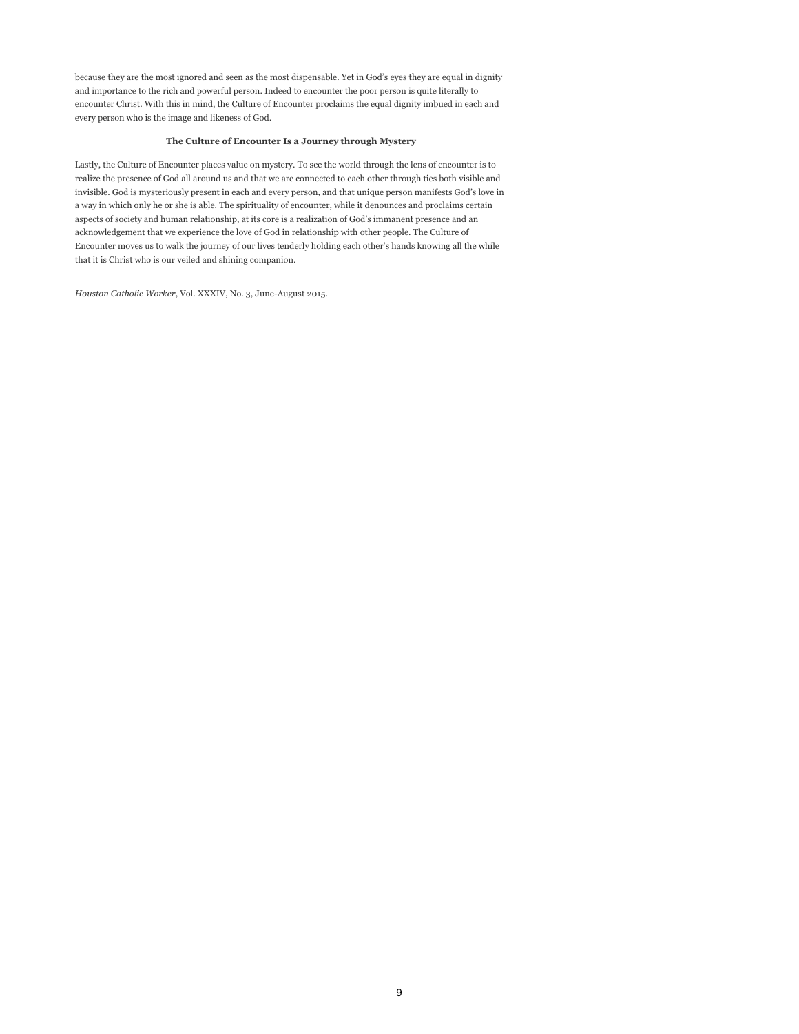because they are the most ignored and seen as the most dispensable. Yet in God's eyes they are equal in dignity and importance to the rich and powerful person. Indeed to encounter the poor person is quite literally to encounter Christ. With this in mind, the Culture of Encounter proclaims the equal dignity imbued in each and every person who is the image and likeness of God.

### The Culture of Encounter Is a Journey through Mystery

Lastly, the Culture of Encounter places value on mystery. To see the world through the lens of encounter is to realize the presence of God all around us and that we are connected to each other through ties both visible and invisible. God is mysteriously present in each and every person, and that unique person manifests God's love in a way in which only he or she is able. The spirituality of encounter, while it denounces and proclaims certain aspects of society and human relationship, at its core is a realization of God's immanent presence and an acknowledgement that we experience the love of God in relationship with other people. The Culture of Encounter moves us to walk the journey of our lives tenderly holding each other's hands knowing all the while that it is Christ who is our veiled and shining companion.

*Houston Catholic Worker*, Vol. XXXIV, No. 3, June-August 2015.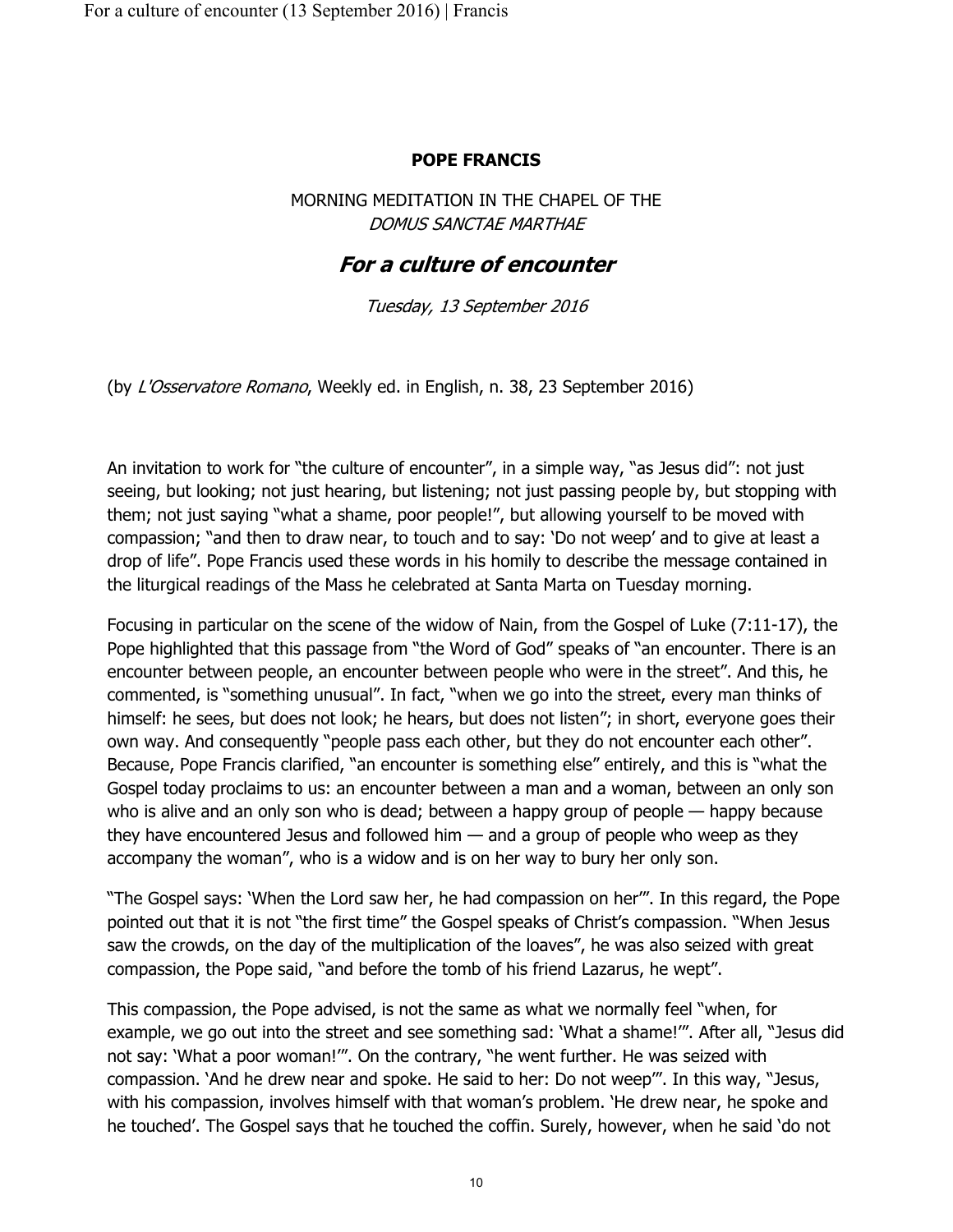**POPE FRANCIS**

MORNING MEDITATION IN THE CHAPEL OF THE
*DOMUS SANCTAE MARTHAE*

# *For a culture of encounter*

*Tuesday, 13 September 2016*

(by *L'Osservatore Romano*, Weekly ed. in English, n. 38, 23 September 2016)

An invitation to work for "the culture of encounter", in a simple way, "as Jesus did": not just seeing, but looking; not just hearing, but listening; not just passing people by, but stopping with them; not just saying "what a shame, poor people!", but allowing yourself to be moved with compassion; "and then to draw near, to touch and to say: 'Do not weep' and to give at least a drop of life". Pope Francis used these words in his homily to describe the message contained in the liturgical readings of the Mass he celebrated at Santa Marta on Tuesday morning.

Focusing in particular on the scene of the widow of Nain, from the Gospel of Luke (7:11-17), the Pope highlighted that this passage from "the Word of God" speaks of "an encounter. There is an encounter between people, an encounter between people who were in the street". And this, he commented, is "something unusual". In fact, "when we go into the street, every man thinks of himself: he sees, but does not look; he hears, but does not listen"; in short, everyone goes their own way. And consequently "people pass each other, but they do not encounter each other". Because, Pope Francis clarified, "an encounter is something else" entirely, and this is "what the Gospel today proclaims to us: an encounter between a man and a woman, between an only son who is alive and an only son who is dead; between a happy group of people — happy because they have encountered Jesus and followed him — and a group of people who weep as they accompany the woman", who is a widow and is on her way to bury her only son.

"The Gospel says: 'When the Lord saw her, he had compassion on her'". In this regard, the Pope pointed out that it is not "the first time" the Gospel speaks of Christ's compassion. "When Jesus saw the crowds, on the day of the multiplication of the loaves", he was also seized with great compassion, the Pope said, "and before the tomb of his friend Lazarus, he wept".

This compassion, the Pope advised, is not the same as what we normally feel "when, for example, we go out into the street and see something sad: 'What a shame!'". After all, "Jesus did not say: 'What a poor woman!'". On the contrary, "he went further. He was seized with compassion. 'And he drew near and spoke. He said to her: Do not weep'". In this way, "Jesus, with his compassion, involves himself with that woman's problem. 'He drew near, he spoke and he touched'. The Gospel says that he touched the coffin. Surely, however, when he said 'do not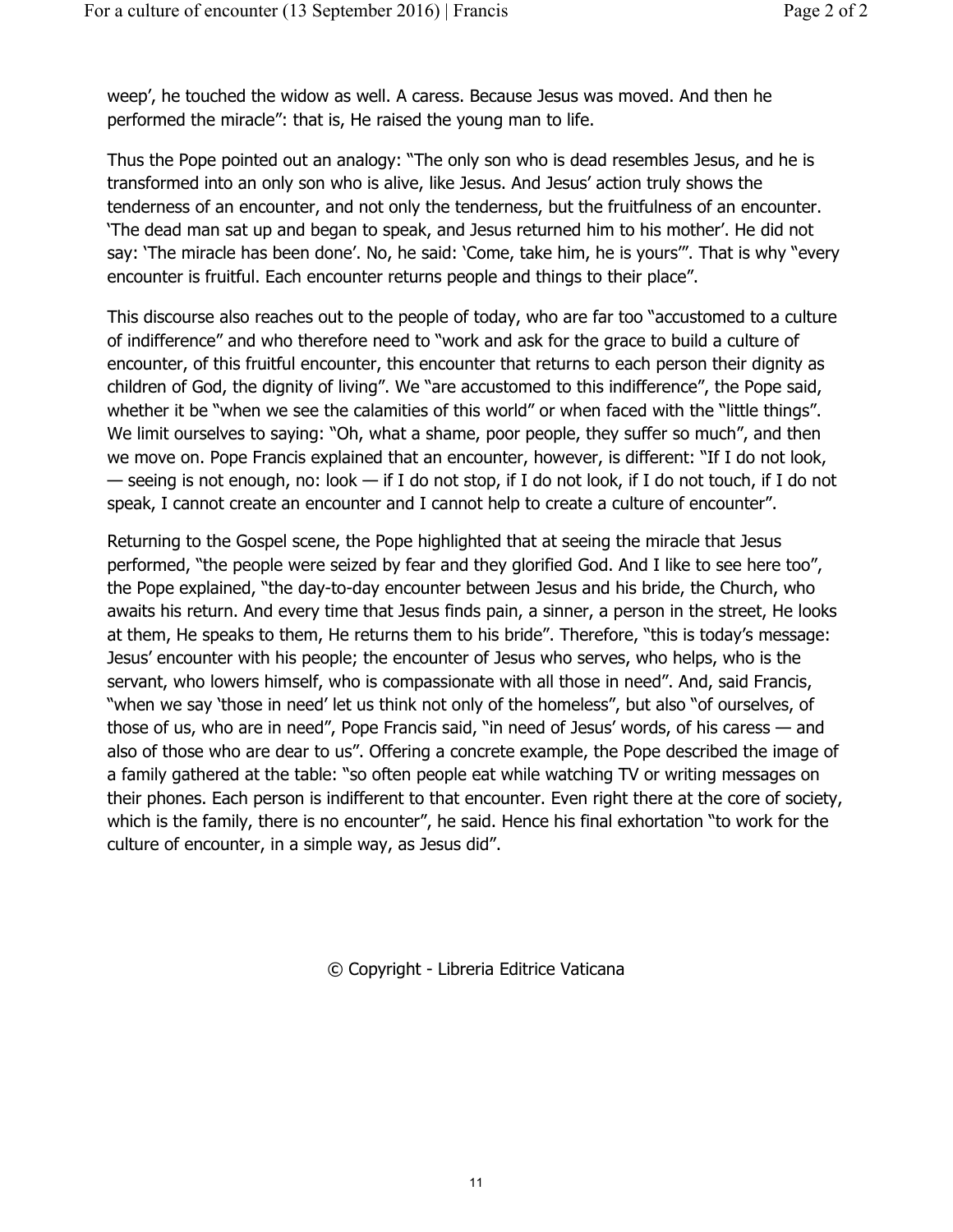weep', he touched the widow as well. A caress. Because Jesus was moved. And then he performed the miracle": that is, He raised the young man to life.

Thus the Pope pointed out an analogy: "The only son who is dead resembles Jesus, and he is transformed into an only son who is alive, like Jesus. And Jesus' action truly shows the tenderness of an encounter, and not only the tenderness, but the fruitfulness of an encounter. 'The dead man sat up and began to speak, and Jesus returned him to his mother'. He did not say: 'The miracle has been done'. No, he said: 'Come, take him, he is yours'". That is why "every encounter is fruitful. Each encounter returns people and things to their place".

This discourse also reaches out to the people of today, who are far too "accustomed to a culture of indifference" and who therefore need to "work and ask for the grace to build a culture of encounter, of this fruitful encounter, this encounter that returns to each person their dignity as children of God, the dignity of living". We "are accustomed to this indifference", the Pope said, whether it be "when we see the calamities of this world" or when faced with the "little things". We limit ourselves to saying: "Oh, what a shame, poor people, they suffer so much", and then we move on. Pope Francis explained that an encounter, however, is different: "If I do not look, — seeing is not enough, no: look — if I do not stop, if I do not look, if I do not touch, if I do not speak, I cannot create an encounter and I cannot help to create a culture of encounter".

Returning to the Gospel scene, the Pope highlighted that at seeing the miracle that Jesus performed, "the people were seized by fear and they glorified God. And I like to see here too", the Pope explained, "the day-to-day encounter between Jesus and his bride, the Church, who awaits his return. And every time that Jesus finds pain, a sinner, a person in the street, He looks at them, He speaks to them, He returns them to his bride". Therefore, "this is today's message: Jesus' encounter with his people; the encounter of Jesus who serves, who helps, who is the servant, who lowers himself, who is compassionate with all those in need". And, said Francis, "when we say 'those in need' let us think not only of the homeless", but also "of ourselves, of those of us, who are in need", Pope Francis said, "in need of Jesus' words, of his caress — and also of those who are dear to us". Offering a concrete example, the Pope described the image of a family gathered at the table: "so often people eat while watching TV or writing messages on their phones. Each person is indifferent to that encounter. Even right there at the core of society, which is the family, there is no encounter", he said. Hence his final exhortation "to work for the culture of encounter, in a simple way, as Jesus did".

© Copyright - Libreria Editrice Vaticana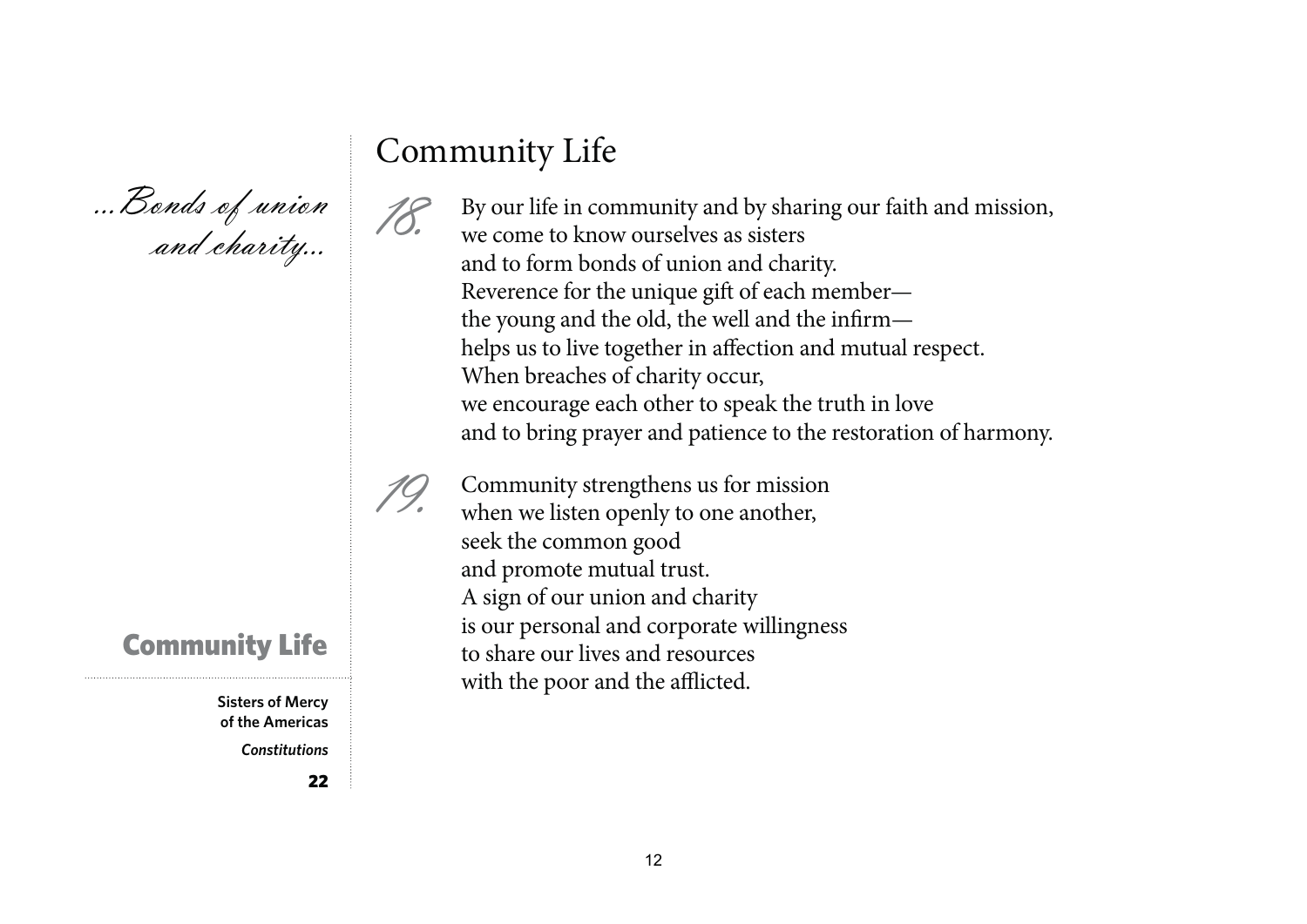*...Bonds of union and charity...*

# Community Life

18. By our life in community and by sharing our faith and mission,
we come to know ourselves as sisters
and to form bonds of union and charity.
Reverence for the unique gift of each member—
the young and the old, the well and the infirm—
helps us to live together in affection and mutual respect.
When breaches of charity occur,
we encourage each other to speak the truth in love
and to bring prayer and patience to the restoration of harmony.

19. Community strengthens us for mission
when we listen openly to one another,
seek the common good
and promote mutual trust.
A sign of our union and charity
is our personal and corporate willingness
to share our lives and resources
with the poor and the afflicted.